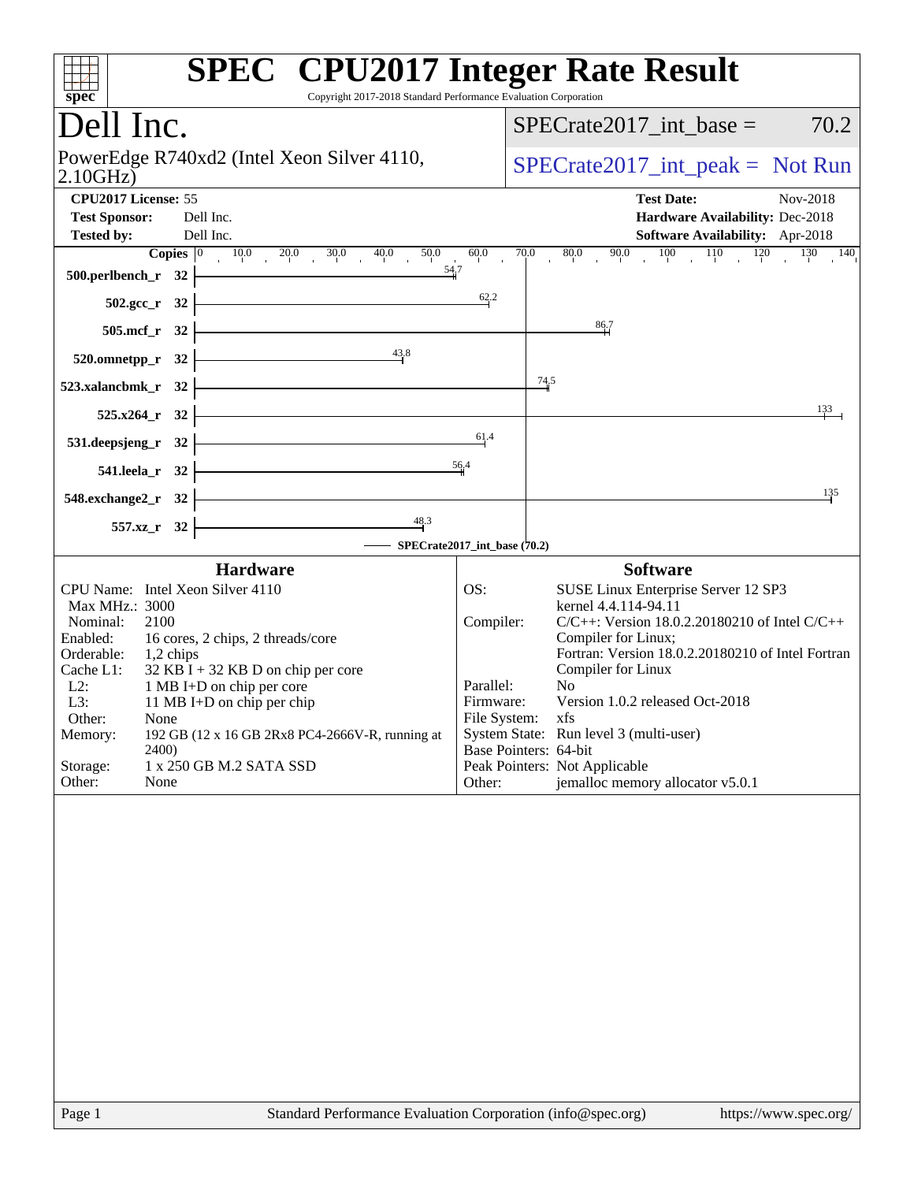# SPEC CPU2017 Integer Rate Result

Copyright 2017-2018 Standard Performance Evaluation Corporation

## Dell Inc.

PowerEdge R740xd2 (Intel Xeon Silver 4110, 2.10GHz)

SPECrate2017_int_base = 70.2

SPECrate2017_int_peak = Not Run

**CPU2017 License:** 55
**Test Sponsor:** Dell Inc.
**Tested by:** Dell Inc.

**Test Date:** Nov-2018
**Hardware Availability:** Dec-2018
**Software Availability:** Apr-2018

| Benchmark | Copies | Base Ratio |
|---|---|---|
| 500.perlbench_r | 32 | 54.7 |
| 502.gcc_r | 32 | 62.2 |
| 505.mcf_r | 32 | 86.7 |
| 520.omnetpp_r | 32 | 43.8 |
| 523.xalancbmk_r | 32 | 74.5 |
| 525.x264_r | 32 | 133 |
| 531.deepsjeng_r | 32 | 61.4 |
| 541.leela_r | 32 | 56.4 |
| 548.exchange2_r | 32 | 135 |
| 557.xz_r | 32 | 48.3 |

SPECrate2017_int_base (70.2)

### Hardware

| | |
|---|---|
| CPU Name: | Intel Xeon Silver 4110 |
| Max MHz.: | 3000 |
| Nominal: | 2100 |
| Enabled: | 16 cores, 2 chips, 2 threads/core |
| Orderable: | 1,2 chips |
| Cache L1: | 32 KB I + 32 KB D on chip per core |
| L2: | 1 MB I+D on chip per core |
| L3: | 11 MB I+D on chip per chip |
| Other: | None |
| Memory: | 192 GB (12 x 16 GB 2Rx8 PC4-2666V-R, running at 2400) |
| Storage: | 1 x 250 GB M.2 SATA SSD |
| Other: | None |

### Software

| | |
|---|---|
| OS: | SUSE Linux Enterprise Server 12 SP3 kernel 4.4.114-94.11 |
| Compiler: | C/C++: Version 18.0.2.20180210 of Intel C/C++ Compiler for Linux; Fortran: Version 18.0.2.20180210 of Intel Fortran Compiler for Linux |
| Parallel: | No |
| Firmware: | Version 1.0.2 released Oct-2018 |
| File System: | xfs |
| System State: | Run level 3 (multi-user) |
| Base Pointers: | 64-bit |
| Peak Pointers: | Not Applicable |
| Other: | jemalloc memory allocator v5.0.1 |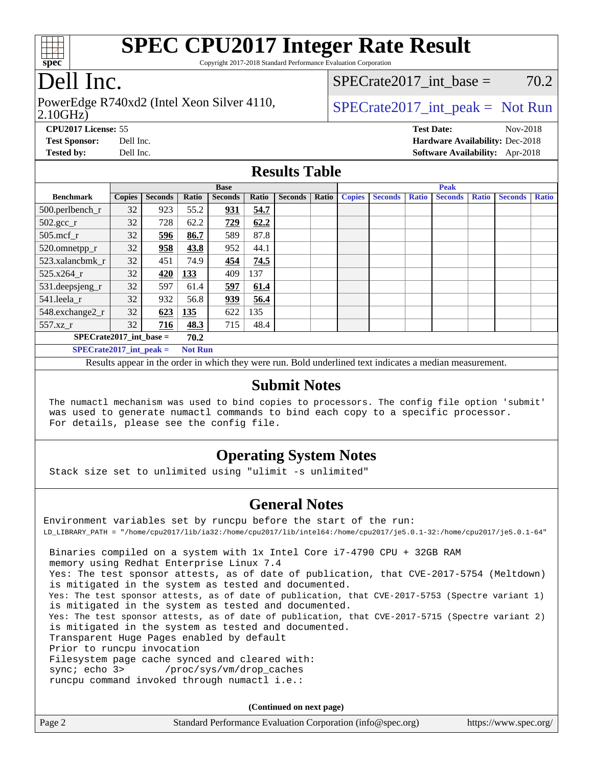# SPEC CPU2017 Integer Rate Result

Copyright 2017-2018 Standard Performance Evaluation Corporation

# Dell Inc.

PowerEdge R740xd2 (Intel Xeon Silver 4110, 2.10GHz)

SPECrate2017_int_base = 70.2

SPECrate2017_int_peak = Not Run

**CPU2017 License:** 55
**Test Sponsor:** Dell Inc.
**Tested by:** Dell Inc.

**Test Date:** Nov-2018
**Hardware Availability:** Dec-2018
**Software Availability:** Apr-2018

## Results Table

| | Base | | | | | | | | Peak | | | | | | | |
|---|---|---|---|---|---|---|---|---|---|---|---|---|---|---|---|---|
| **Benchmark** | **Copies** | **Seconds** | **Ratio** | **Seconds** | **Ratio** | **Seconds** | **Ratio** | **Copies** | **Seconds** | **Ratio** | **Seconds** | **Ratio** | **Seconds** | **Ratio** |
| 500.perlbench_r | 32 | 923 | 55.2 | **931** | **54.7** | | | | | | | | | |
| 502.gcc_r | 32 | 728 | 62.2 | **729** | **62.2** | | | | | | | | | |
| 505.mcf_r | 32 | **596** | **86.7** | 589 | 87.8 | | | | | | | | | |
| 520.omnetpp_r | 32 | **958** | **43.8** | 952 | 44.1 | | | | | | | | | |
| 523.xalancbmk_r | 32 | 451 | 74.9 | **454** | **74.5** | | | | | | | | | |
| 525.x264_r | 32 | **420** | **133** | 409 | 137 | | | | | | | | | |
| 531.deepsjeng_r | 32 | 597 | 61.4 | **597** | **61.4** | | | | | | | | | |
| 541.leela_r | 32 | 932 | 56.8 | **939** | **56.4** | | | | | | | | | |
| 548.exchange2_r | 32 | **623** | **135** | 622 | 135 | | | | | | | | | |
| 557.xz_r | 32 | **716** | **48.3** | 715 | 48.4 | | | | | | | | | |

**SPECrate2017_int_base = 70.2**

**SPECrate2017_int_peak = Not Run**

Results appear in the order in which they were run. Bold underlined text indicates a median measurement.

## Submit Notes

The numactl mechanism was used to bind copies to processors. The config file option 'submit' was used to generate numactl commands to bind each copy to a specific processor. For details, please see the config file.

## Operating System Notes

Stack size set to unlimited using "ulimit -s unlimited"

## General Notes

Environment variables set by runcpu before the start of the run:
LD_LIBRARY_PATH = "/home/cpu2017/lib/ia32:/home/cpu2017/lib/intel64:/home/cpu2017/je5.0.1-32:/home/cpu2017/je5.0.1-64"

Binaries compiled on a system with 1x Intel Core i7-4790 CPU + 32GB RAM memory using Redhat Enterprise Linux 7.4
Yes: The test sponsor attests, as of date of publication, that CVE-2017-5754 (Meltdown) is mitigated in the system as tested and documented.
Yes: The test sponsor attests, as of date of publication, that CVE-2017-5753 (Spectre variant 1) is mitigated in the system as tested and documented.
Yes: The test sponsor attests, as of date of publication, that CVE-2017-5715 (Spectre variant 2) is mitigated in the system as tested and documented.
Transparent Huge Pages enabled by default
Prior to runcpu invocation
Filesystem page cache synced and cleared with:
sync; echo 3> /proc/sys/vm/drop_caches
runcpu command invoked through numactl i.e.:

(Continued on next page)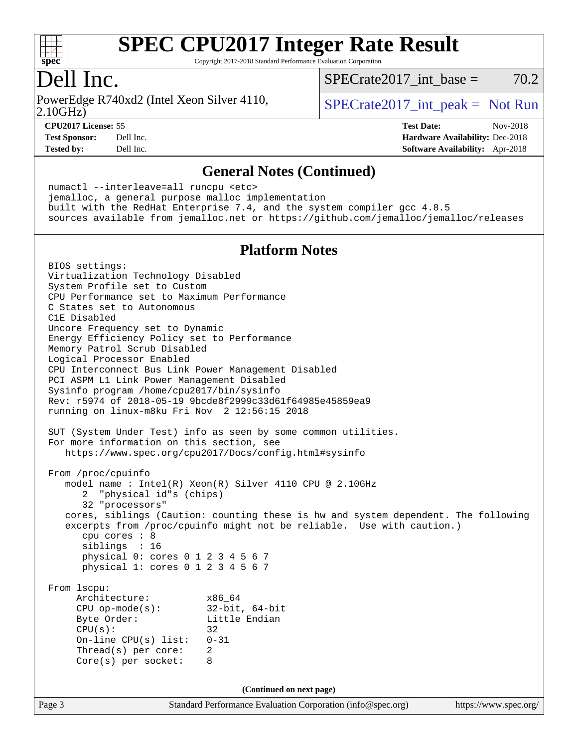# SPEC CPU2017 Integer Rate Result

Copyright 2017-2018 Standard Performance Evaluation Corporation

## Dell Inc.

PowerEdge R740xd2 (Intel Xeon Silver 4110, 2.10GHz)

SPECrate2017_int_base = 70.2

SPECrate2017_int_peak = Not Run

**CPU2017 License:** 55
**Test Sponsor:** Dell Inc.
**Tested by:** Dell Inc.

**Test Date:** Nov-2018
**Hardware Availability:** Dec-2018
**Software Availability:** Apr-2018

## General Notes (Continued)

```
numactl --interleave=all runcpu <etc>
jemalloc, a general purpose malloc implementation
built with the RedHat Enterprise 7.4, and the system compiler gcc 4.8.5
sources available from jemalloc.net or https://github.com/jemalloc/jemalloc/releases
```

## Platform Notes

```
BIOS settings:
Virtualization Technology Disabled
System Profile set to Custom
CPU Performance set to Maximum Performance
C States set to Autonomous
C1E Disabled
Uncore Frequency set to Dynamic
Energy Efficiency Policy set to Performance
Memory Patrol Scrub Disabled
Logical Processor Enabled
CPU Interconnect Bus Link Power Management Disabled
PCI ASPM L1 Link Power Management Disabled
Sysinfo program /home/cpu2017/bin/sysinfo
Rev: r5974 of 2018-05-19 9bcde8f2999c33d61f64985e45859ea9
running on linux-m8ku Fri Nov  2 12:56:15 2018

SUT (System Under Test) info as seen by some common utilities.
For more information on this section, see
   https://www.spec.org/cpu2017/Docs/config.html#sysinfo

From /proc/cpuinfo
   model name : Intel(R) Xeon(R) Silver 4110 CPU @ 2.10GHz
      2  "physical id"s (chips)
      32 "processors"
   cores, siblings (Caution: counting these is hw and system dependent. The following
   excerpts from /proc/cpuinfo might not be reliable.  Use with caution.)
      cpu cores : 8
      siblings  : 16
      physical 0: cores 0 1 2 3 4 5 6 7
      physical 1: cores 0 1 2 3 4 5 6 7

From lscpu:
     Architecture:          x86_64
     CPU op-mode(s):        32-bit, 64-bit
     Byte Order:            Little Endian
     CPU(s):                32
     On-line CPU(s) list:   0-31
     Thread(s) per core:    2
     Core(s) per socket:    8
```

(Continued on next page)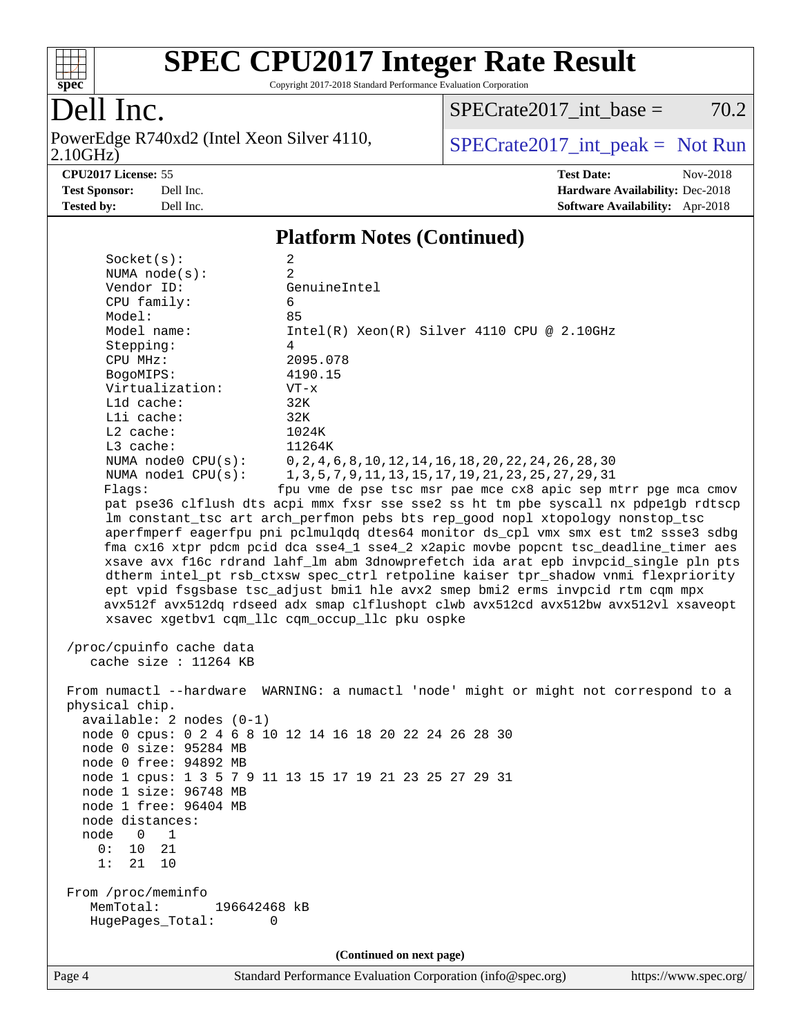## Platform Notes (Continued)

```
      Socket(s):             2
      NUMA node(s):          2
      Vendor ID:             GenuineIntel
      CPU family:            6
      Model:                 85
      Model name:            Intel(R) Xeon(R) Silver 4110 CPU @ 2.10GHz
      Stepping:              4
      CPU MHz:               2095.078
      BogoMIPS:              4190.15
      Virtualization:        VT-x
      L1d cache:             32K
      L1i cache:             32K
      L2 cache:              1024K
      L3 cache:              11264K
      NUMA node0 CPU(s):     0,2,4,6,8,10,12,14,16,18,20,22,24,26,28,30
      NUMA node1 CPU(s):     1,3,5,7,9,11,13,15,17,19,21,23,25,27,29,31
      Flags:                fpu vme de pse tsc msr pae mce cx8 apic sep mtrr pge mca cmov
      pat pse36 clflush dts acpi mmx fxsr sse sse2 ss ht tm pbe syscall nx pdpe1gb rdtscp
      lm constant_tsc art arch_perfmon pebs bts rep_good nopl xtopology nonstop_tsc
      aperfmperf eagerfpu pni pclmulqdq dtes64 monitor ds_cpl vmx smx est tm2 ssse3 sdbg
      fma cx16 xtpr pdcm pcid dca sse4_1 sse4_2 x2apic movbe popcnt tsc_deadline_timer aes
      xsave avx f16c rdrand lahf_lm abm 3dnowprefetch ida arat epb invpcid_single pln pts
      dtherm intel_pt rsb_ctxsw spec_ctrl retpoline kaiser tpr_shadow vnmi flexpriority
      ept vpid fsgsbase tsc_adjust bmi1 hle avx2 smep bmi2 erms invpcid rtm cqm mpx
      avx512f avx512dq rdseed adx smap clflushopt clwb avx512cd avx512bw avx512vl xsaveopt
      xsavec xgetbv1 cqm_llc cqm_occup_llc pku ospke

 /proc/cpuinfo cache data
    cache size : 11264 KB

 From numactl --hardware  WARNING: a numactl 'node' might or might not correspond to a
 physical chip.
   available: 2 nodes (0-1)
   node 0 cpus: 0 2 4 6 8 10 12 14 16 18 20 22 24 26 28 30
   node 0 size: 95284 MB
   node 0 free: 94892 MB
   node 1 cpus: 1 3 5 7 9 11 13 15 17 19 21 23 25 27 29 31
   node 1 size: 96748 MB
   node 1 free: 96404 MB
   node distances:
   node   0   1
     0:  10  21
     1:  21  10

 From /proc/meminfo
    MemTotal:       196642468 kB
    HugePages_Total:       0
```

**(Continued on next page)**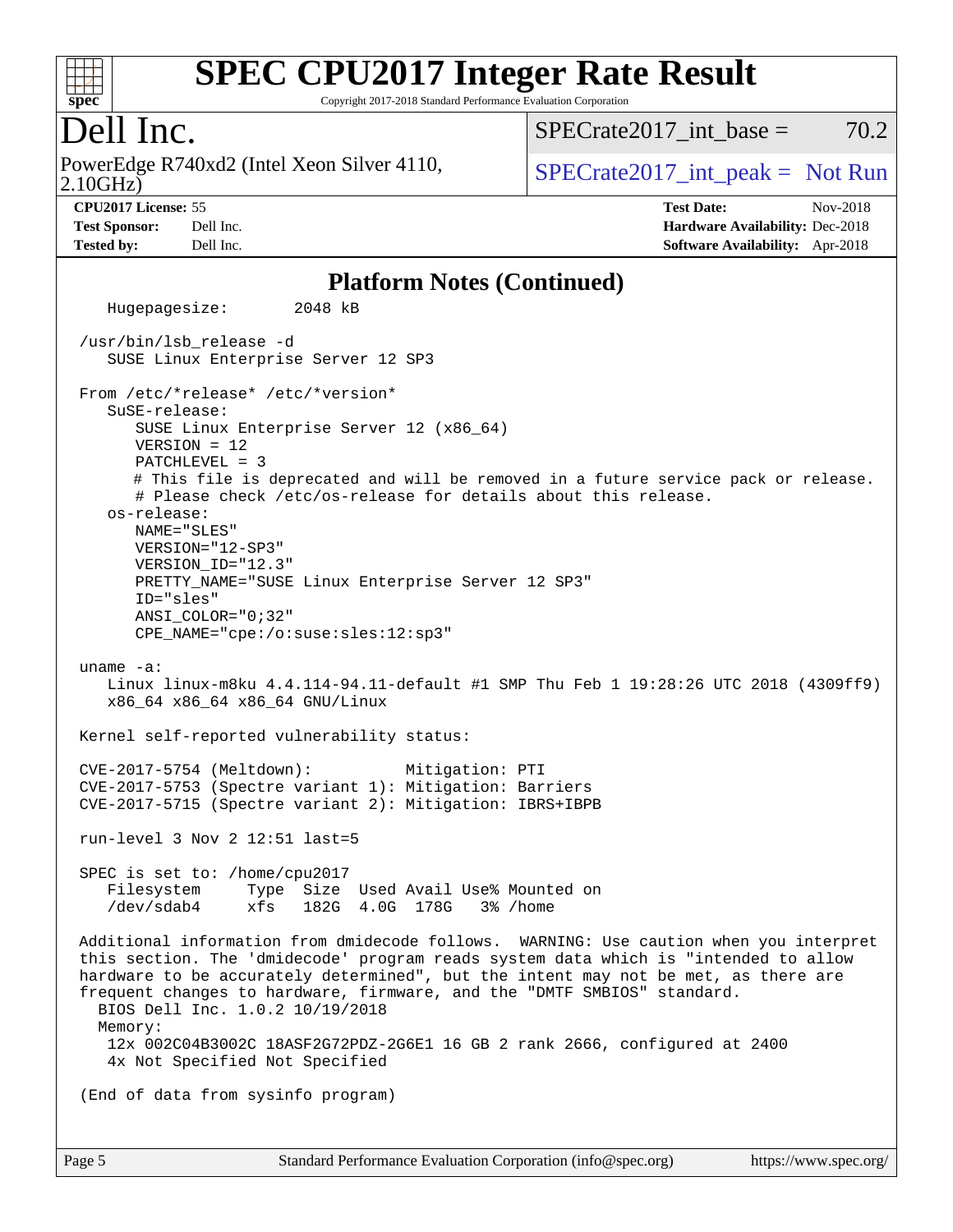# SPEC CPU2017 Integer Rate Result

Copyright 2017-2018 Standard Performance Evaluation Corporation

## Dell Inc.

PowerEdge R740xd2 (Intel Xeon Silver 4110, 2.10GHz)

SPECrate2017_int_base = 70.2

SPECrate2017_int_peak = Not Run

**CPU2017 License:** 55
**Test Sponsor:** Dell Inc.
**Tested by:** Dell Inc.

**Test Date:** Nov-2018
**Hardware Availability:** Dec-2018
**Software Availability:** Apr-2018

### Platform Notes (Continued)

```
   Hugepagesize:        2048 kB

 /usr/bin/lsb_release -d
    SUSE Linux Enterprise Server 12 SP3

 From /etc/*release* /etc/*version*
    SuSE-release:
       SUSE Linux Enterprise Server 12 (x86_64)
       VERSION = 12
       PATCHLEVEL = 3
       # This file is deprecated and will be removed in a future service pack or release.
       # Please check /etc/os-release for details about this release.
    os-release:
       NAME="SLES"
       VERSION="12-SP3"
       VERSION_ID="12.3"
       PRETTY_NAME="SUSE Linux Enterprise Server 12 SP3"
       ID="sles"
       ANSI_COLOR="0;32"
       CPE_NAME="cpe:/o:suse:sles:12:sp3"

 uname -a:
    Linux linux-m8ku 4.4.114-94.11-default #1 SMP Thu Feb 1 19:28:26 UTC 2018 (4309ff9)
    x86_64 x86_64 x86_64 GNU/Linux

 Kernel self-reported vulnerability status:

 CVE-2017-5754 (Meltdown):          Mitigation: PTI
 CVE-2017-5753 (Spectre variant 1): Mitigation: Barriers
 CVE-2017-5715 (Spectre variant 2): Mitigation: IBRS+IBPB

 run-level 3 Nov 2 12:51 last=5

 SPEC is set to: /home/cpu2017
    Filesystem     Type  Size  Used Avail Use% Mounted on
    /dev/sdab4     xfs   182G  4.0G  178G   3% /home

 Additional information from dmidecode follows.  WARNING: Use caution when you interpret
 this section. The 'dmidecode' program reads system data which is "intended to allow
 hardware to be accurately determined", but the intent may not be met, as there are
 frequent changes to hardware, firmware, and the "DMTF SMBIOS" standard.
   BIOS Dell Inc. 1.0.2 10/19/2018
   Memory:
    12x 002C04B3002C 18ASF2G72PDZ-2G6E1 16 GB 2 rank 2666, configured at 2400
    4x Not Specified Not Specified

 (End of data from sysinfo program)
```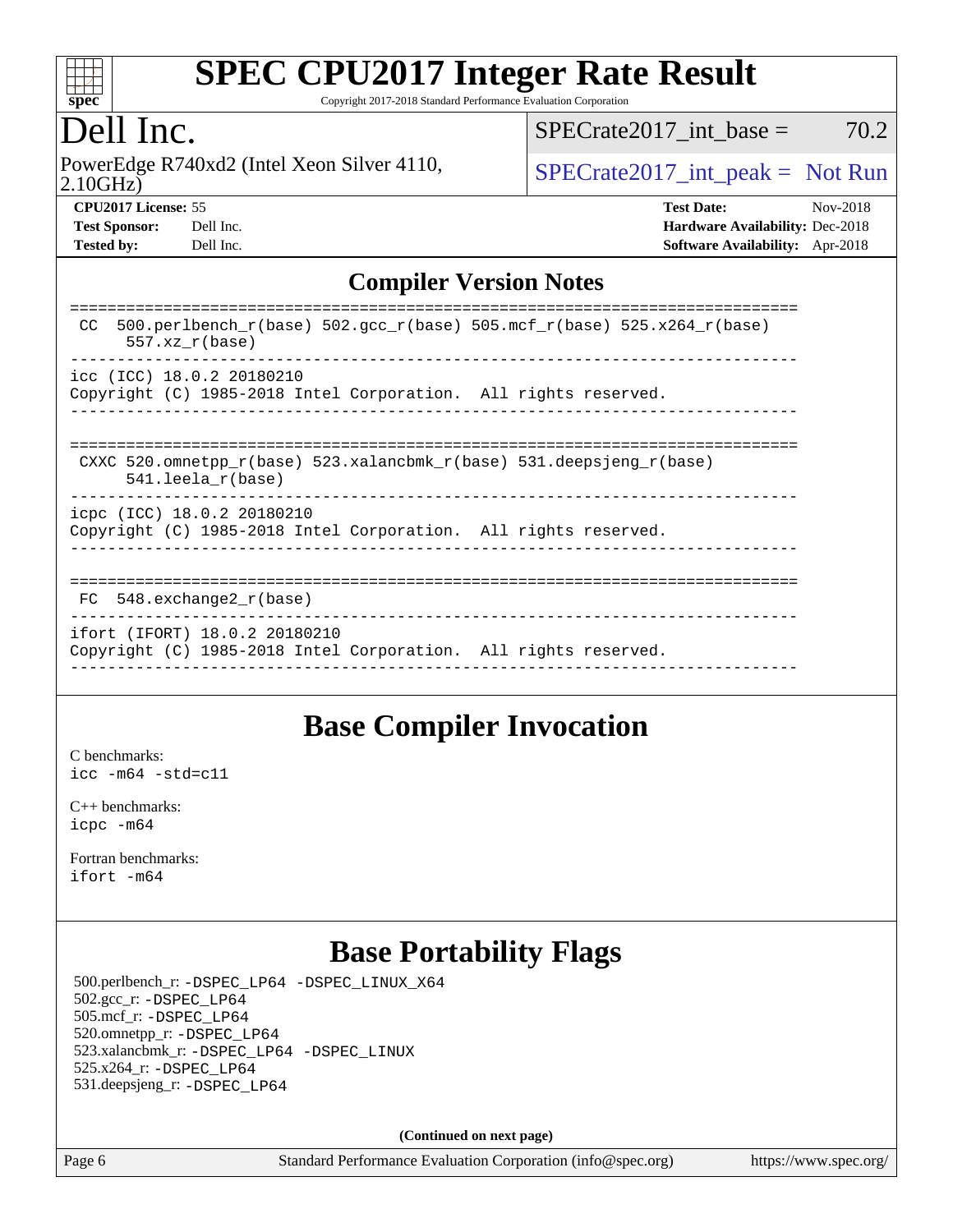# SPEC CPU2017 Integer Rate Result

Copyright 2017-2018 Standard Performance Evaluation Corporation

# Dell Inc.

PowerEdge R740xd2 (Intel Xeon Silver 4110, 2.10GHz)

SPECrate2017_int_base = 70.2

SPECrate2017_int_peak = Not Run

**CPU2017 License:** 55
**Test Sponsor:** Dell Inc.
**Tested by:** Dell Inc.

**Test Date:** Nov-2018
**Hardware Availability:** Dec-2018
**Software Availability:** Apr-2018

## Compiler Version Notes

```
==============================================================================
 CC  500.perlbench_r(base) 502.gcc_r(base) 505.mcf_r(base) 525.x264_r(base)
      557.xz_r(base)
------------------------------------------------------------------------------
icc (ICC) 18.0.2 20180210
Copyright (C) 1985-2018 Intel Corporation.  All rights reserved.
------------------------------------------------------------------------------

==============================================================================
 CXXC 520.omnetpp_r(base) 523.xalancbmk_r(base) 531.deepsjeng_r(base)
      541.leela_r(base)
------------------------------------------------------------------------------
icpc (ICC) 18.0.2 20180210
Copyright (C) 1985-2018 Intel Corporation.  All rights reserved.
------------------------------------------------------------------------------

==============================================================================
 FC  548.exchange2_r(base)
------------------------------------------------------------------------------
ifort (IFORT) 18.0.2 20180210
Copyright (C) 1985-2018 Intel Corporation.  All rights reserved.
------------------------------------------------------------------------------
```

## Base Compiler Invocation

C benchmarks:
`icc -m64 -std=c11`

C++ benchmarks:
`icpc -m64`

Fortran benchmarks:
`ifort -m64`

## Base Portability Flags

500.perlbench_r: `-DSPEC_LP64 -DSPEC_LINUX_X64`
502.gcc_r: `-DSPEC_LP64`
505.mcf_r: `-DSPEC_LP64`
520.omnetpp_r: `-DSPEC_LP64`
523.xalancbmk_r: `-DSPEC_LP64 -DSPEC_LINUX`
525.x264_r: `-DSPEC_LP64`
531.deepsjeng_r: `-DSPEC_LP64`

**(Continued on next page)**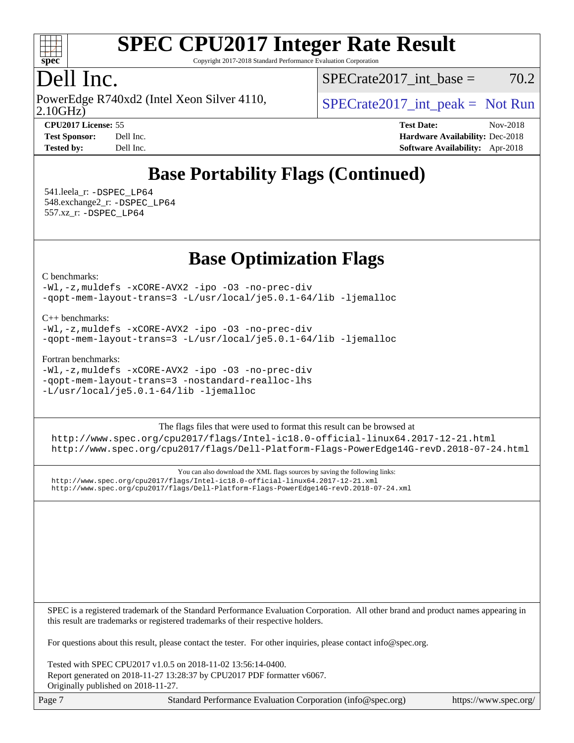# SPEC CPU2017 Integer Rate Result

Copyright 2017-2018 Standard Performance Evaluation Corporation

## Dell Inc.

PowerEdge R740xd2 (Intel Xeon Silver 4110, 2.10GHz)

SPECrate2017_int_base = 70.2

SPECrate2017_int_peak = Not Run

**CPU2017 License:** 55
**Test Sponsor:** Dell Inc.
**Tested by:** Dell Inc.

**Test Date:** Nov-2018
**Hardware Availability:** Dec-2018
**Software Availability:** Apr-2018

## Base Portability Flags (Continued)

541.leela_r: -DSPEC_LP64
548.exchange2_r: -DSPEC_LP64
557.xz_r: -DSPEC_LP64

## Base Optimization Flags

C benchmarks:

```
-Wl,-z,muldefs -xCORE-AVX2 -ipo -O3 -no-prec-div
-qopt-mem-layout-trans=3 -L/usr/local/je5.0.1-64/lib -ljemalloc
```

C++ benchmarks:

```
-Wl,-z,muldefs -xCORE-AVX2 -ipo -O3 -no-prec-div
-qopt-mem-layout-trans=3 -L/usr/local/je5.0.1-64/lib -ljemalloc
```

Fortran benchmarks:

```
-Wl,-z,muldefs -xCORE-AVX2 -ipo -O3 -no-prec-div
-qopt-mem-layout-trans=3 -nostandard-realloc-lhs
-L/usr/local/je5.0.1-64/lib -ljemalloc
```

The flags files that were used to format this result can be browsed at

http://www.spec.org/cpu2017/flags/Intel-ic18.0-official-linux64.2017-12-21.html
http://www.spec.org/cpu2017/flags/Dell-Platform-Flags-PowerEdge14G-revD.2018-07-24.html

You can also download the XML flags sources by saving the following links:

http://www.spec.org/cpu2017/flags/Intel-ic18.0-official-linux64.2017-12-21.xml
http://www.spec.org/cpu2017/flags/Dell-Platform-Flags-PowerEdge14G-revD.2018-07-24.xml

SPEC is a registered trademark of the Standard Performance Evaluation Corporation. All other brand and product names appearing in this result are trademarks or registered trademarks of their respective holders.

For questions about this result, please contact the tester. For other inquiries, please contact info@spec.org.

Tested with SPEC CPU2017 v1.0.5 on 2018-11-02 13:56:14-0400.
Report generated on 2018-11-27 13:28:37 by CPU2017 PDF formatter v6067.
Originally published on 2018-11-27.